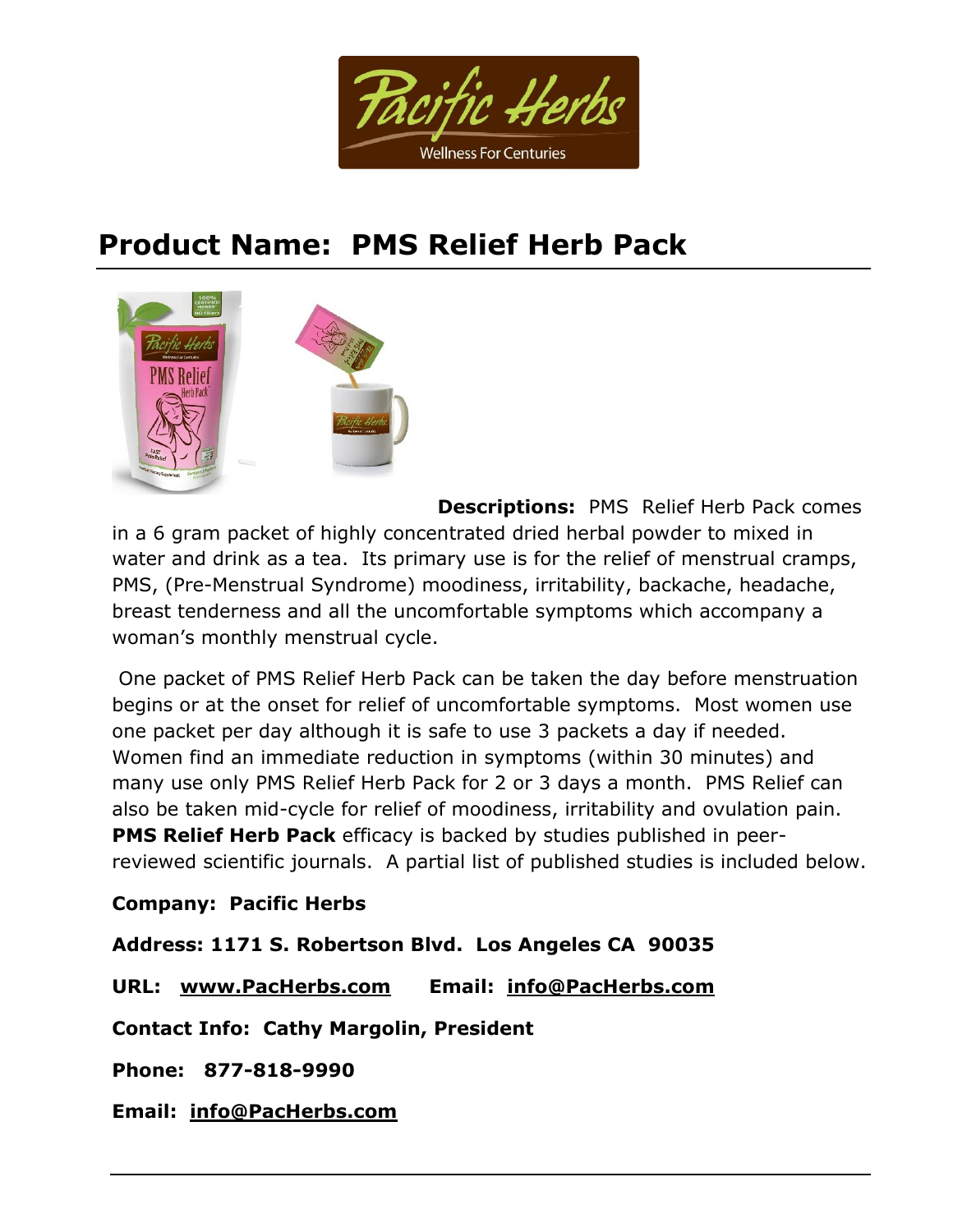# Product Name: PMS Relief Herb Pack

**Descriptions:** PMS Relief Herb Pack comes in a 6 gram packet of highly concentrated dried herbal powder to mixed in water and drink as a tea. Its primary use is for the relief of menstrual cramps, PMS, (Pre-Menstrual Syndrome) moodiness, irritability, backache, headache, breast tenderness and all the uncomfortable symptoms which accompany a woman's monthly menstrual cycle.

One packet of PMS Relief Herb Pack can be taken the day before menstruation begins or at the onset for relief of uncomfortable symptoms. Most women use one packet per day although it is safe to use 3 packets a day if needed. Women find an immediate reduction in symptoms (within 30 minutes) and many use only PMS Relief Herb Pack for 2 or 3 days a month. PMS Relief can also be taken mid-cycle for relief of moodiness, irritability and ovulation pain. **PMS Relief Herb Pack** efficacy is backed by studies published in peer-reviewed scientific journals. A partial list of published studies is included below.

**Company: Pacific Herbs**

**Address: 1171 S. Robertson Blvd. Los Angeles CA 90035**

**URL: www.PacHerbs.com Email: info@PacHerbs.com**

**Contact Info: Cathy Margolin, President**

**Phone: 877-818-9990**

**Email: info@PacHerbs.com**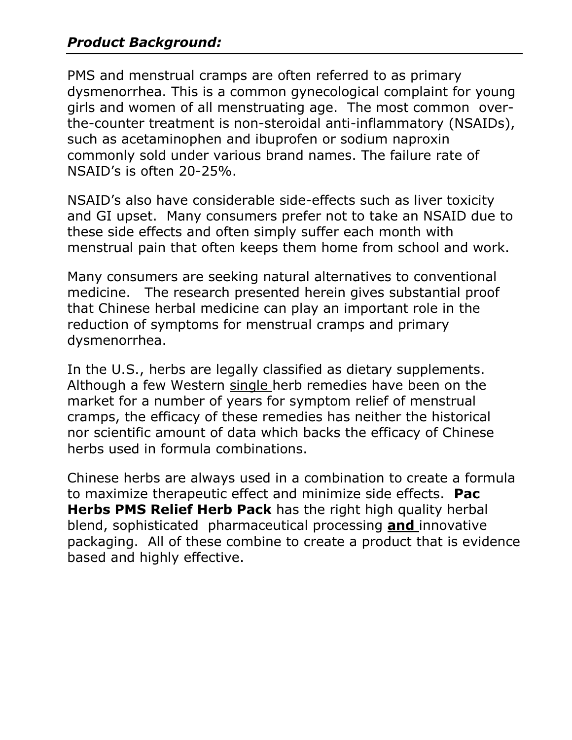## ***Product Background:***

PMS and menstrual cramps are often referred to as primary dysmenorrhea. This is a common gynecological complaint for young girls and women of all menstruating age. The most common over-the-counter treatment is non-steroidal anti-inflammatory (NSAIDs), such as acetaminophen and ibuprofen or sodium naproxin commonly sold under various brand names. The failure rate of NSAID's is often 20-25%.

NSAID's also have considerable side-effects such as liver toxicity and GI upset. Many consumers prefer not to take an NSAID due to these side effects and often simply suffer each month with menstrual pain that often keeps them home from school and work.

Many consumers are seeking natural alternatives to conventional medicine. The research presented herein gives substantial proof that Chinese herbal medicine can play an important role in the reduction of symptoms for menstrual cramps and primary dysmenorrhea.

In the U.S., herbs are legally classified as dietary supplements. Although a few Western single herb remedies have been on the market for a number of years for symptom relief of menstrual cramps, the efficacy of these remedies has neither the historical nor scientific amount of data which backs the efficacy of Chinese herbs used in formula combinations.

Chinese herbs are always used in a combination to create a formula to maximize therapeutic effect and minimize side effects. **Pac Herbs PMS Relief Herb Pack** has the right high quality herbal blend, sophisticated pharmaceutical processing **and** innovative packaging. All of these combine to create a product that is evidence based and highly effective.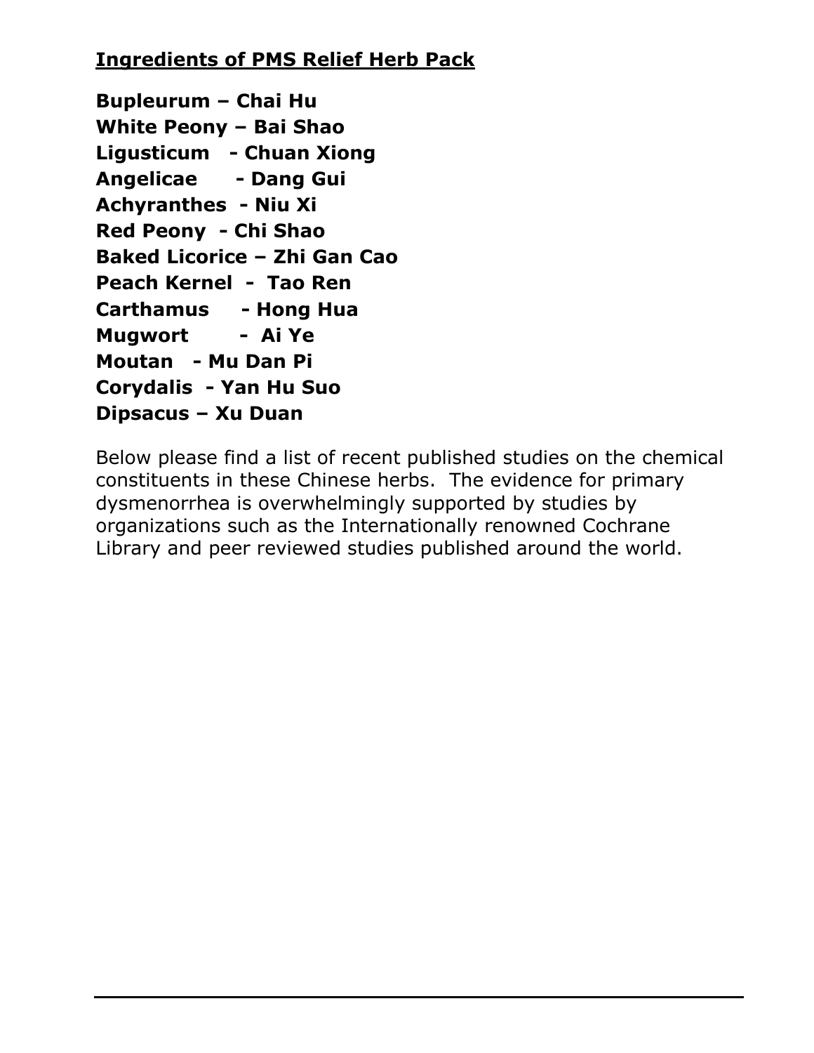**Ingredients of PMS Relief Herb Pack**

**Bupleurum – Chai Hu**
**White Peony – Bai Shao**
**Ligusticum - Chuan Xiong**
**Angelicae - Dang Gui**
**Achyranthes - Niu Xi**
**Red Peony - Chi Shao**
**Baked Licorice – Zhi Gan Cao**
**Peach Kernel - Tao Ren**
**Carthamus - Hong Hua**
**Mugwort - Ai Ye**
**Moutan - Mu Dan Pi**
**Corydalis - Yan Hu Suo**
**Dipsacus – Xu Duan**

Below please find a list of recent published studies on the chemical constituents in these Chinese herbs. The evidence for primary dysmenorrhea is overwhelmingly supported by studies by organizations such as the Internationally renowned Cochrane Library and peer reviewed studies published around the world.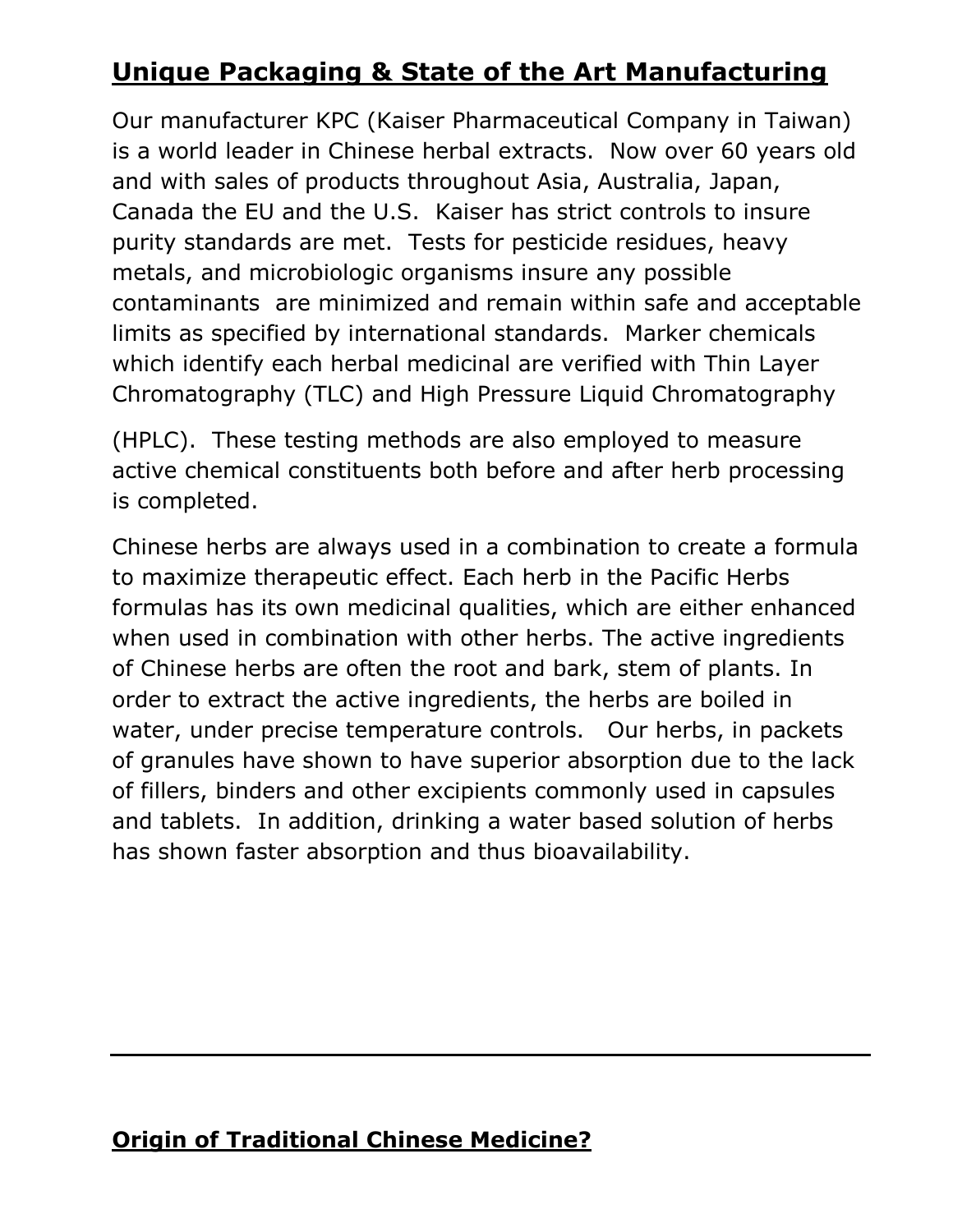## Unique Packaging & State of the Art Manufacturing

Our manufacturer KPC (Kaiser Pharmaceutical Company in Taiwan) is a world leader in Chinese herbal extracts. Now over 60 years old and with sales of products throughout Asia, Australia, Japan, Canada the EU and the U.S. Kaiser has strict controls to insure purity standards are met. Tests for pesticide residues, heavy metals, and microbiologic organisms insure any possible contaminants are minimized and remain within safe and acceptable limits as specified by international standards. Marker chemicals which identify each herbal medicinal are verified with Thin Layer Chromatography (TLC) and High Pressure Liquid Chromatography (HPLC). These testing methods are also employed to measure active chemical constituents both before and after herb processing is completed.

Chinese herbs are always used in a combination to create a formula to maximize therapeutic effect. Each herb in the Pacific Herbs formulas has its own medicinal qualities, which are either enhanced when used in combination with other herbs. The active ingredients of Chinese herbs are often the root and bark, stem of plants. In order to extract the active ingredients, the herbs are boiled in water, under precise temperature controls. Our herbs, in packets of granules have shown to have superior absorption due to the lack of fillers, binders and other excipients commonly used in capsules and tablets. In addition, drinking a water based solution of herbs has shown faster absorption and thus bioavailability.

---

## Origin of Traditional Chinese Medicine?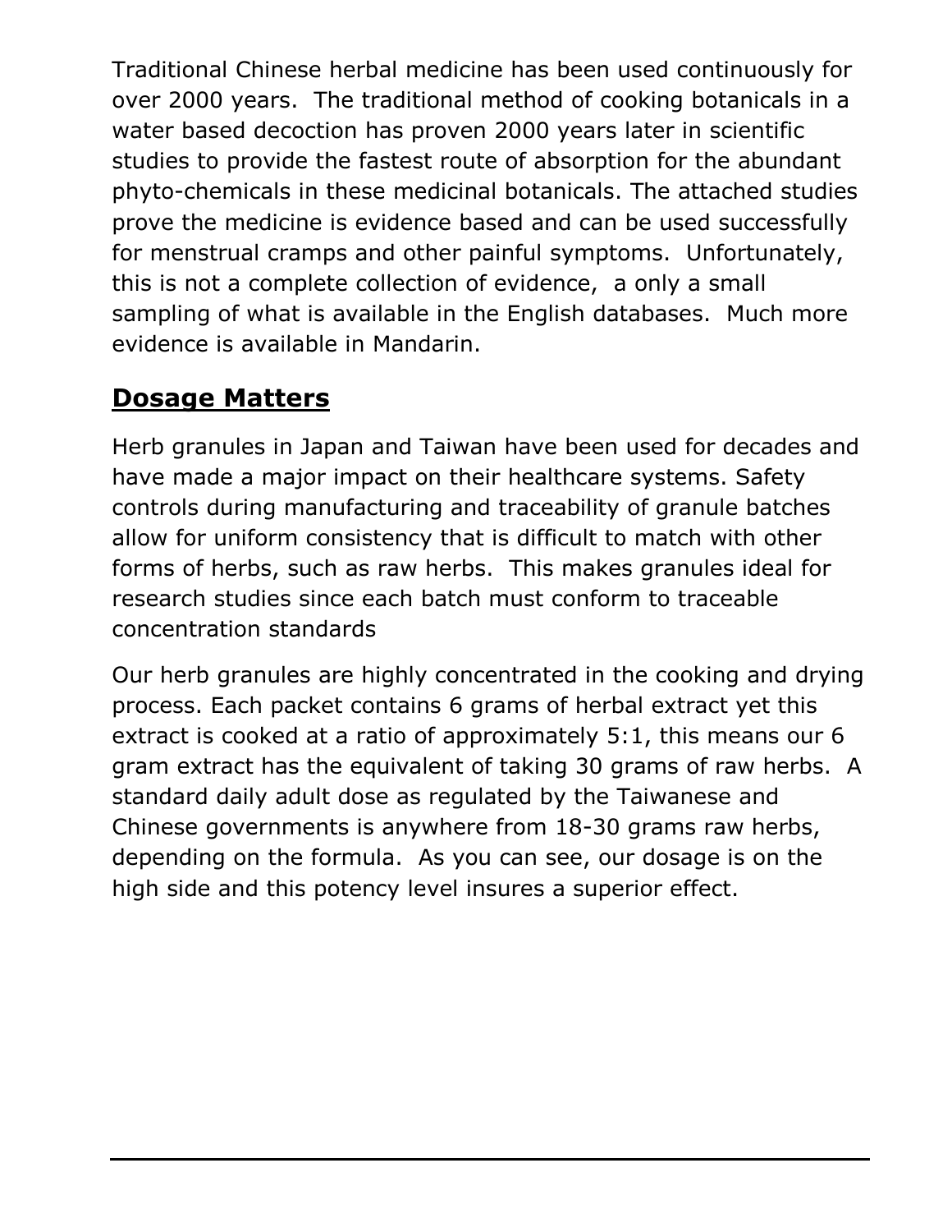Traditional Chinese herbal medicine has been used continuously for over 2000 years. The traditional method of cooking botanicals in a water based decoction has proven 2000 years later in scientific studies to provide the fastest route of absorption for the abundant phyto-chemicals in these medicinal botanicals. The attached studies prove the medicine is evidence based and can be used successfully for menstrual cramps and other painful symptoms. Unfortunately, this is not a complete collection of evidence, a only a small sampling of what is available in the English databases. Much more evidence is available in Mandarin.

## **Dosage Matters**

Herb granules in Japan and Taiwan have been used for decades and have made a major impact on their healthcare systems. Safety controls during manufacturing and traceability of granule batches allow for uniform consistency that is difficult to match with other forms of herbs, such as raw herbs. This makes granules ideal for research studies since each batch must conform to traceable concentration standards

Our herb granules are highly concentrated in the cooking and drying process. Each packet contains 6 grams of herbal extract yet this extract is cooked at a ratio of approximately 5:1, this means our 6 gram extract has the equivalent of taking 30 grams of raw herbs. A standard daily adult dose as regulated by the Taiwanese and Chinese governments is anywhere from 18-30 grams raw herbs, depending on the formula. As you can see, our dosage is on the high side and this potency level insures a superior effect.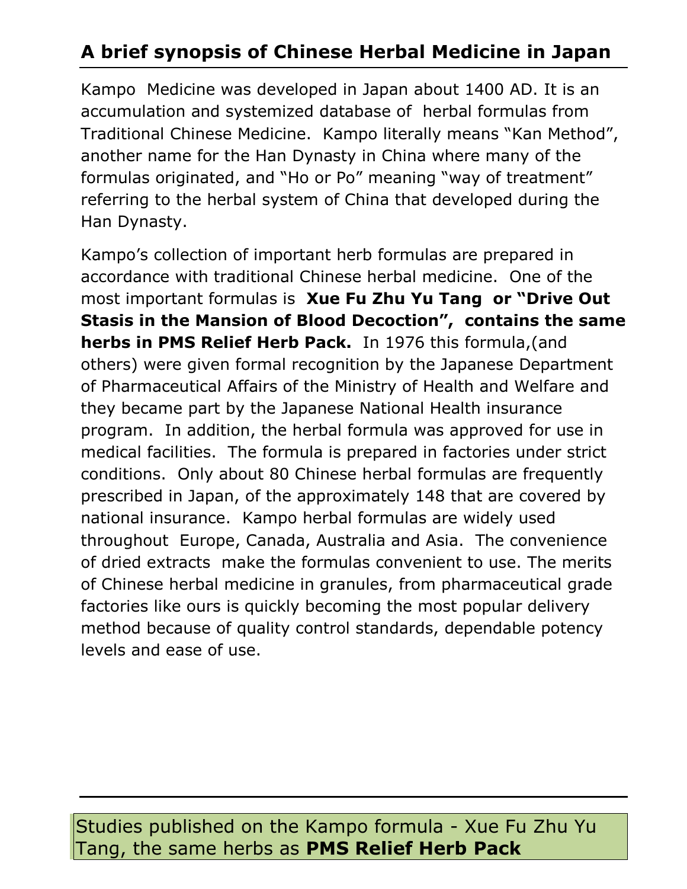## A brief synopsis of Chinese Herbal Medicine in Japan

Kampo Medicine was developed in Japan about 1400 AD. It is an accumulation and systemized database of herbal formulas from Traditional Chinese Medicine. Kampo literally means "Kan Method", another name for the Han Dynasty in China where many of the formulas originated, and "Ho or Po" meaning "way of treatment" referring to the herbal system of China that developed during the Han Dynasty.

Kampo's collection of important herb formulas are prepared in accordance with traditional Chinese herbal medicine. One of the most important formulas is **Xue Fu Zhu Yu Tang or "Drive Out Stasis in the Mansion of Blood Decoction", contains the same herbs in PMS Relief Herb Pack.** In 1976 this formula,(and others) were given formal recognition by the Japanese Department of Pharmaceutical Affairs of the Ministry of Health and Welfare and they became part by the Japanese National Health insurance program. In addition, the herbal formula was approved for use in medical facilities. The formula is prepared in factories under strict conditions. Only about 80 Chinese herbal formulas are frequently prescribed in Japan, of the approximately 148 that are covered by national insurance. Kampo herbal formulas are widely used throughout Europe, Canada, Australia and Asia. The convenience of dried extracts make the formulas convenient to use. The merits of Chinese herbal medicine in granules, from pharmaceutical grade factories like ours is quickly becoming the most popular delivery method because of quality control standards, dependable potency levels and ease of use.

---

Studies published on the Kampo formula - Xue Fu Zhu Yu Tang, the same herbs as **PMS Relief Herb Pack**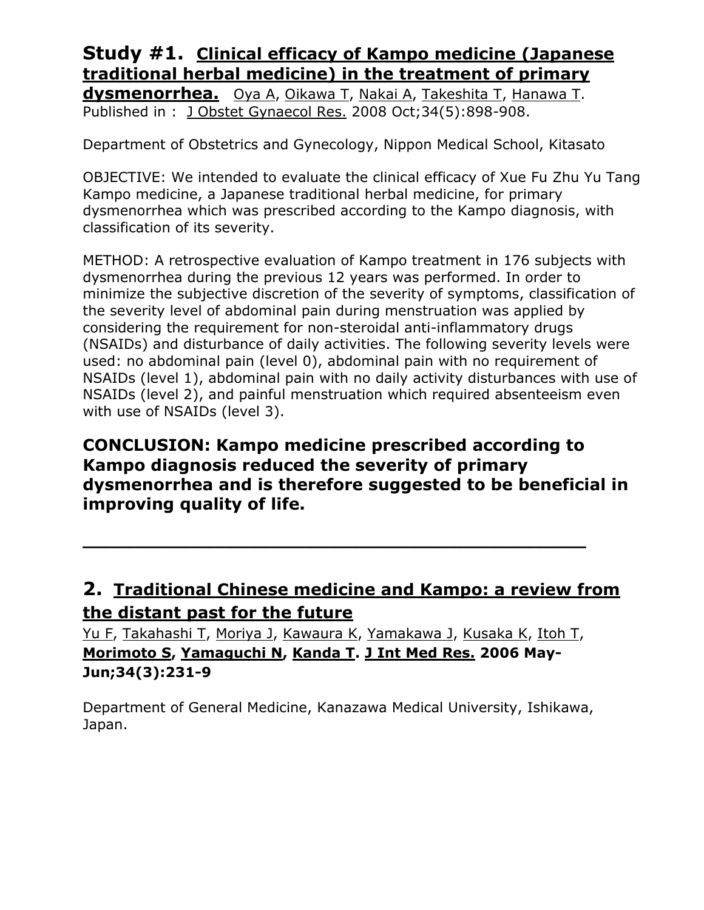## Study #1. Clinical efficacy of Kampo medicine (Japanese traditional herbal medicine) in the treatment of primary dysmenorrhea.

Oya A, Oikawa T, Nakai A, Takeshita T, Hanawa T. Published in : J Obstet Gynaecol Res. 2008 Oct;34(5):898-908.

Department of Obstetrics and Gynecology, Nippon Medical School, Kitasato

OBJECTIVE: We intended to evaluate the clinical efficacy of Xue Fu Zhu Yu Tang Kampo medicine, a Japanese traditional herbal medicine, for primary dysmenorrhea which was prescribed according to the Kampo diagnosis, with classification of its severity.

METHOD: A retrospective evaluation of Kampo treatment in 176 subjects with dysmenorrhea during the previous 12 years was performed. In order to minimize the subjective discretion of the severity of symptoms, classification of the severity level of abdominal pain during menstruation was applied by considering the requirement for non-steroidal anti-inflammatory drugs (NSAIDs) and disturbance of daily activities. The following severity levels were used: no abdominal pain (level 0), abdominal pain with no requirement of NSAIDs (level 1), abdominal pain with no daily activity disturbances with use of NSAIDs (level 2), and painful menstruation which required absenteeism even with use of NSAIDs (level 3).

**CONCLUSION: Kampo medicine prescribed according to Kampo diagnosis reduced the severity of primary dysmenorrhea and is therefore suggested to be beneficial in improving quality of life.**

---

## 2. Traditional Chinese medicine and Kampo: a review from the distant past for the future

Yu F, Takahashi T, Moriya J, Kawaura K, Yamakawa J, Kusaka K, Itoh T, **Morimoto S, Yamaguchi N, Kanda T. J Int Med Res. 2006 May-Jun;34(3):231-9**

Department of General Medicine, Kanazawa Medical University, Ishikawa, Japan.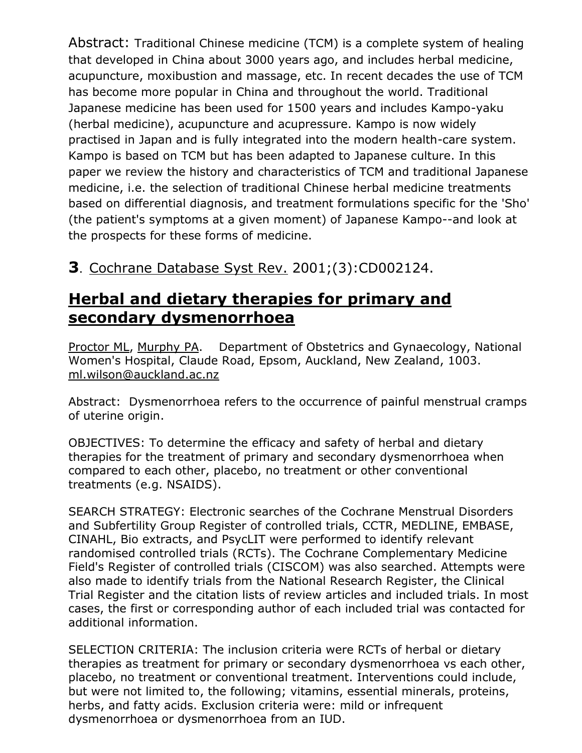Abstract: Traditional Chinese medicine (TCM) is a complete system of healing that developed in China about 3000 years ago, and includes herbal medicine, acupuncture, moxibustion and massage, etc. In recent decades the use of TCM has become more popular in China and throughout the world. Traditional Japanese medicine has been used for 1500 years and includes Kampo-yaku (herbal medicine), acupuncture and acupressure. Kampo is now widely practised in Japan and is fully integrated into the modern health-care system. Kampo is based on TCM but has been adapted to Japanese culture. In this paper we review the history and characteristics of TCM and traditional Japanese medicine, i.e. the selection of traditional Chinese herbal medicine treatments based on differential diagnosis, and treatment formulations specific for the 'Sho' (the patient's symptoms at a given moment) of Japanese Kampo--and look at the prospects for these forms of medicine.

**3**. Cochrane Database Syst Rev. 2001;(3):CD002124.

## Herbal and dietary therapies for primary and secondary dysmenorrhoea

Proctor ML, Murphy PA. Department of Obstetrics and Gynaecology, National Women's Hospital, Claude Road, Epsom, Auckland, New Zealand, 1003. ml.wilson@auckland.ac.nz

Abstract: Dysmenorrhoea refers to the occurrence of painful menstrual cramps of uterine origin.

OBJECTIVES: To determine the efficacy and safety of herbal and dietary therapies for the treatment of primary and secondary dysmenorrhoea when compared to each other, placebo, no treatment or other conventional treatments (e.g. NSAIDS).

SEARCH STRATEGY: Electronic searches of the Cochrane Menstrual Disorders and Subfertility Group Register of controlled trials, CCTR, MEDLINE, EMBASE, CINAHL, Bio extracts, and PsycLIT were performed to identify relevant randomised controlled trials (RCTs). The Cochrane Complementary Medicine Field's Register of controlled trials (CISCOM) was also searched. Attempts were also made to identify trials from the National Research Register, the Clinical Trial Register and the citation lists of review articles and included trials. In most cases, the first or corresponding author of each included trial was contacted for additional information.

SELECTION CRITERIA: The inclusion criteria were RCTs of herbal or dietary therapies as treatment for primary or secondary dysmenorrhoea vs each other, placebo, no treatment or conventional treatment. Interventions could include, but were not limited to, the following; vitamins, essential minerals, proteins, herbs, and fatty acids. Exclusion criteria were: mild or infrequent dysmenorrhoea or dysmenorrhoea from an IUD.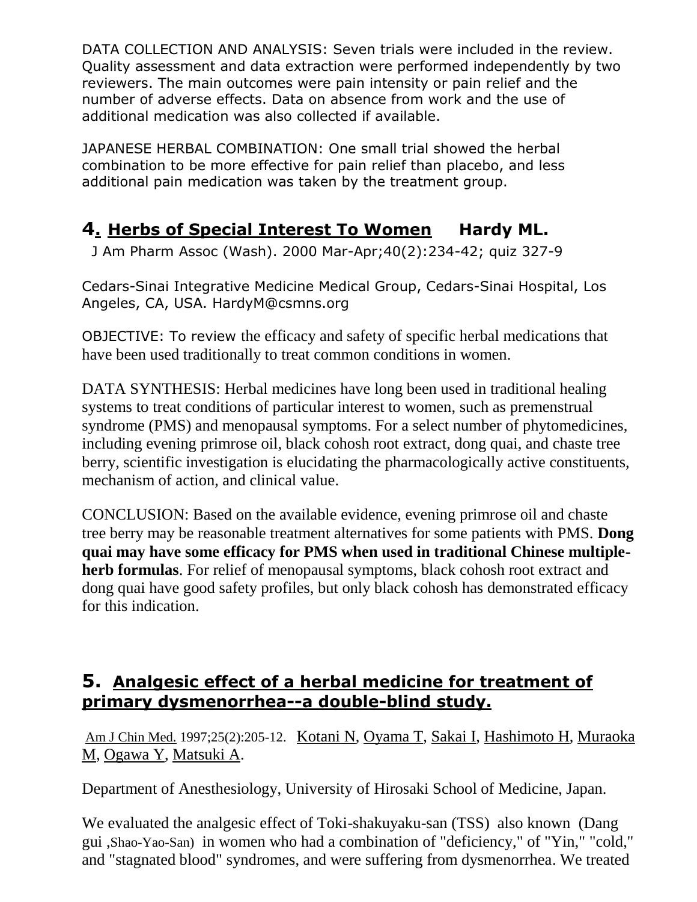DATA COLLECTION AND ANALYSIS: Seven trials were included in the review. Quality assessment and data extraction were performed independently by two reviewers. The main outcomes were pain intensity or pain relief and the number of adverse effects. Data on absence from work and the use of additional medication was also collected if available.

JAPANESE HERBAL COMBINATION: One small trial showed the herbal combination to be more effective for pain relief than placebo, and less additional pain medication was taken by the treatment group.

## 4. Herbs of Special Interest To Women   Hardy ML.

J Am Pharm Assoc (Wash). 2000 Mar-Apr;40(2):234-42; quiz 327-9

Cedars-Sinai Integrative Medicine Medical Group, Cedars-Sinai Hospital, Los Angeles, CA, USA. HardyM@csmns.org

OBJECTIVE: To review the efficacy and safety of specific herbal medications that have been used traditionally to treat common conditions in women.

DATA SYNTHESIS: Herbal medicines have long been used in traditional healing systems to treat conditions of particular interest to women, such as premenstrual syndrome (PMS) and menopausal symptoms. For a select number of phytomedicines, including evening primrose oil, black cohosh root extract, dong quai, and chaste tree berry, scientific investigation is elucidating the pharmacologically active constituents, mechanism of action, and clinical value.

CONCLUSION: Based on the available evidence, evening primrose oil and chaste tree berry may be reasonable treatment alternatives for some patients with PMS. **Dong quai may have some efficacy for PMS when used in traditional Chinese multiple-herb formulas**. For relief of menopausal symptoms, black cohosh root extract and dong quai have good safety profiles, but only black cohosh has demonstrated efficacy for this indication.

## 5. Analgesic effect of a herbal medicine for treatment of primary dysmenorrhea--a double-blind study.

Am J Chin Med. 1997;25(2):205-12. Kotani N, Oyama T, Sakai I, Hashimoto H, Muraoka M, Ogawa Y, Matsuki A.

Department of Anesthesiology, University of Hirosaki School of Medicine, Japan.

We evaluated the analgesic effect of Toki-shakuyaku-san (TSS) also known (Dang gui ,Shao-Yao-San) in women who had a combination of "deficiency," of "Yin," "cold," and "stagnated blood" syndromes, and were suffering from dysmenorrhea. We treated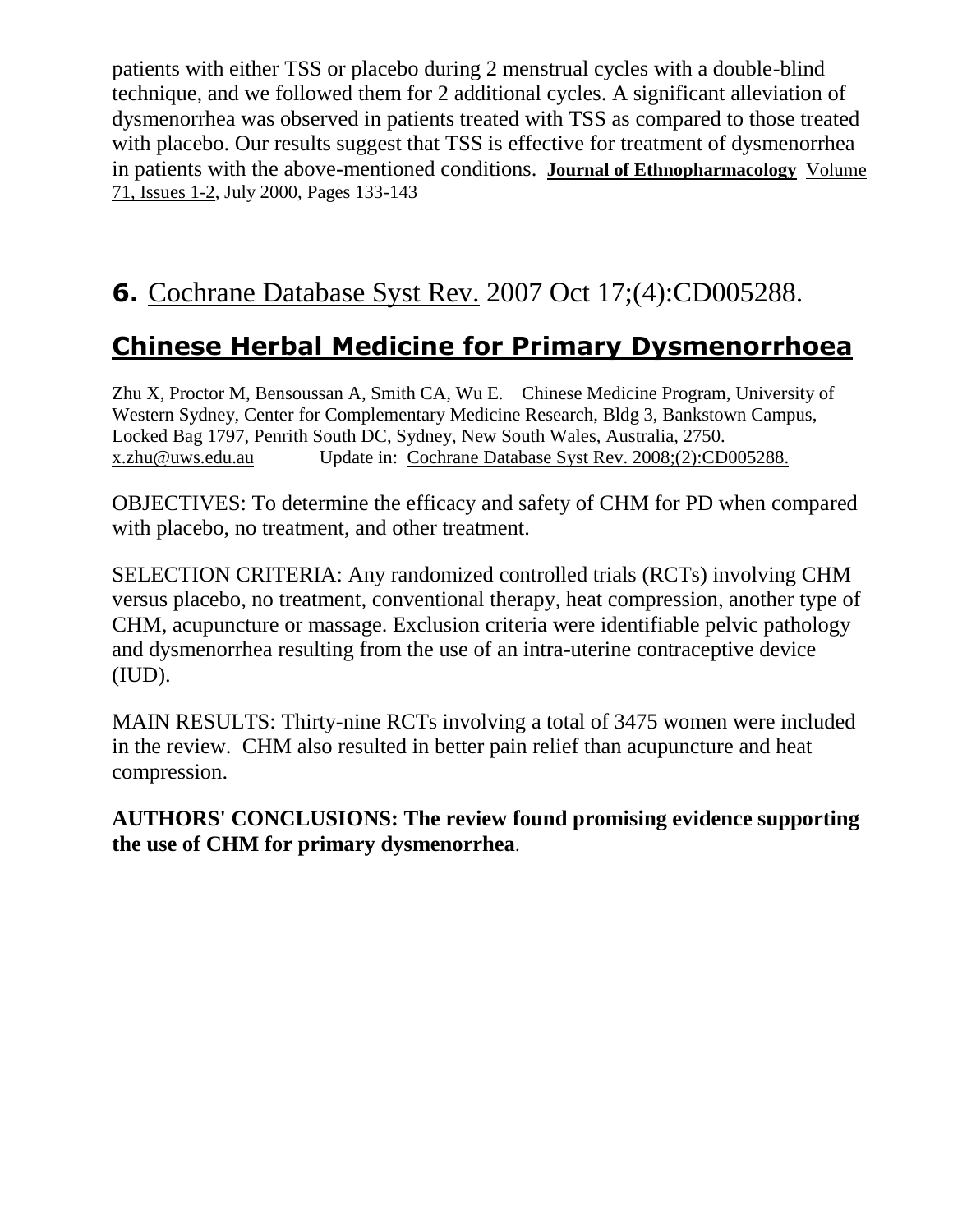patients with either TSS or placebo during 2 menstrual cycles with a double-blind technique, and we followed them for 2 additional cycles. A significant alleviation of dysmenorrhea was observed in patients treated with TSS as compared to those treated with placebo. Our results suggest that TSS is effective for treatment of dysmenorrhea in patients with the above-mentioned conditions. **Journal of Ethnopharmacology** Volume 71, Issues 1-2, July 2000, Pages 133-143

## **6.** Cochrane Database Syst Rev. 2007 Oct 17;(4):CD005288.

## **Chinese Herbal Medicine for Primary Dysmenorrhoea**

Zhu X, Proctor M, Bensoussan A, Smith CA, Wu E. Chinese Medicine Program, University of Western Sydney, Center for Complementary Medicine Research, Bldg 3, Bankstown Campus, Locked Bag 1797, Penrith South DC, Sydney, New South Wales, Australia, 2750. x.zhu@uws.edu.au Update in: Cochrane Database Syst Rev. 2008;(2):CD005288.

OBJECTIVES: To determine the efficacy and safety of CHM for PD when compared with placebo, no treatment, and other treatment.

SELECTION CRITERIA: Any randomized controlled trials (RCTs) involving CHM versus placebo, no treatment, conventional therapy, heat compression, another type of CHM, acupuncture or massage. Exclusion criteria were identifiable pelvic pathology and dysmenorrhea resulting from the use of an intra-uterine contraceptive device (IUD).

MAIN RESULTS: Thirty-nine RCTs involving a total of 3475 women were included in the review. CHM also resulted in better pain relief than acupuncture and heat compression.

**AUTHORS' CONCLUSIONS: The review found promising evidence supporting the use of CHM for primary dysmenorrhea**.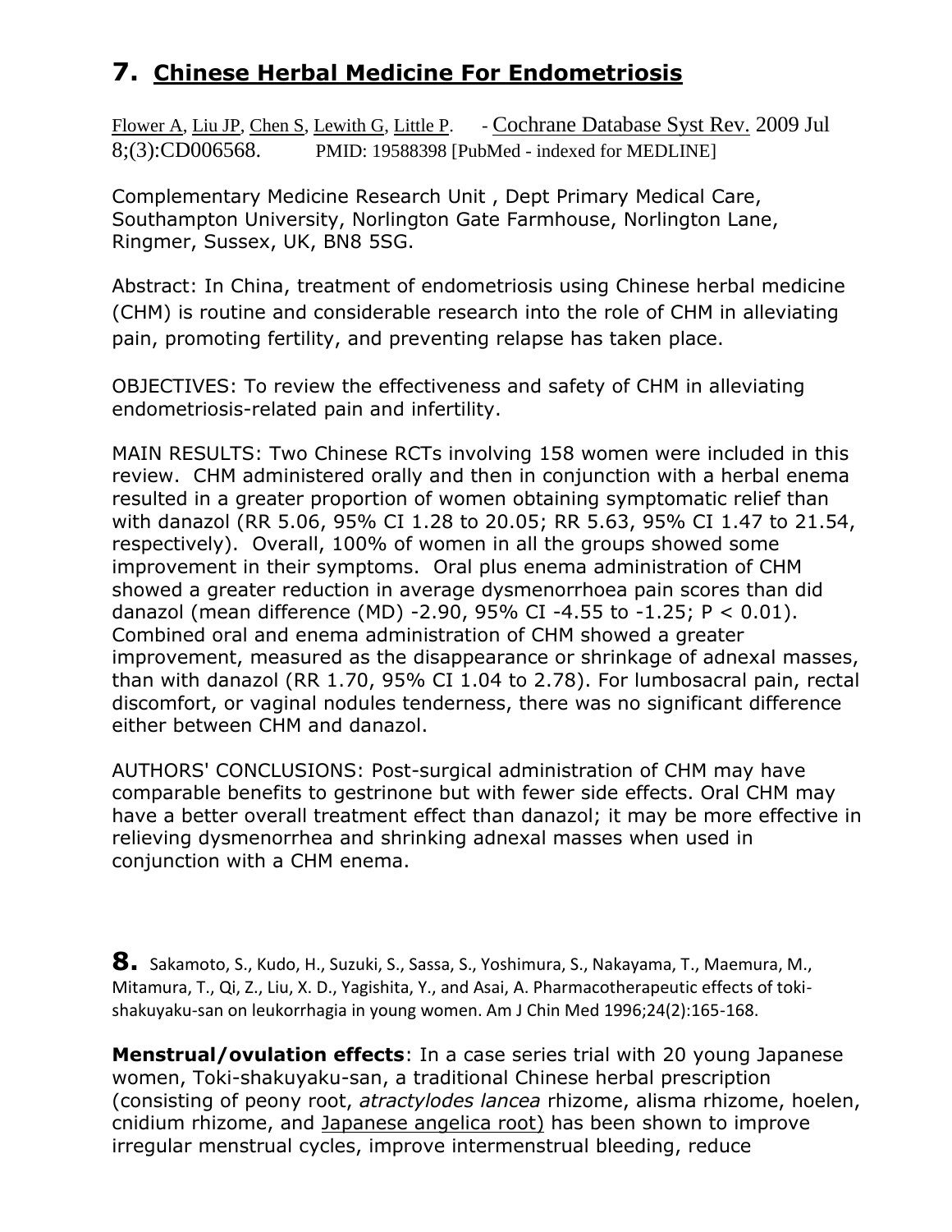## 7. Chinese Herbal Medicine For Endometriosis

Flower A, Liu JP, Chen S, Lewith G, Little P. - Cochrane Database Syst Rev. 2009 Jul 8;(3):CD006568. PMID: 19588398 [PubMed - indexed for MEDLINE]

Complementary Medicine Research Unit , Dept Primary Medical Care, Southampton University, Norlington Gate Farmhouse, Norlington Lane, Ringmer, Sussex, UK, BN8 5SG.

Abstract: In China, treatment of endometriosis using Chinese herbal medicine (CHM) is routine and considerable research into the role of CHM in alleviating pain, promoting fertility, and preventing relapse has taken place.

OBJECTIVES: To review the effectiveness and safety of CHM in alleviating endometriosis-related pain and infertility.

MAIN RESULTS: Two Chinese RCTs involving 158 women were included in this review. CHM administered orally and then in conjunction with a herbal enema resulted in a greater proportion of women obtaining symptomatic relief than with danazol (RR 5.06, 95% CI 1.28 to 20.05; RR 5.63, 95% CI 1.47 to 21.54, respectively). Overall, 100% of women in all the groups showed some improvement in their symptoms. Oral plus enema administration of CHM showed a greater reduction in average dysmenorrhoea pain scores than did danazol (mean difference (MD) -2.90, 95% CI -4.55 to -1.25; $P < 0.01$). Combined oral and enema administration of CHM showed a greater improvement, measured as the disappearance or shrinkage of adnexal masses, than with danazol (RR 1.70, 95% CI 1.04 to 2.78). For lumbosacral pain, rectal discomfort, or vaginal nodules tenderness, there was no significant difference either between CHM and danazol.

AUTHORS' CONCLUSIONS: Post-surgical administration of CHM may have comparable benefits to gestrinone but with fewer side effects. Oral CHM may have a better overall treatment effect than danazol; it may be more effective in relieving dysmenorrhea and shrinking adnexal masses when used in conjunction with a CHM enema.

**8.** Sakamoto, S., Kudo, H., Suzuki, S., Sassa, S., Yoshimura, S., Nakayama, T., Maemura, M., Mitamura, T., Qi, Z., Liu, X. D., Yagishita, Y., and Asai, A. Pharmacotherapeutic effects of toki-shakuyaku-san on leukorrhagia in young women. Am J Chin Med 1996;24(2):165-168.

**Menstrual/ovulation effects**: In a case series trial with 20 young Japanese women, Toki-shakuyaku-san, a traditional Chinese herbal prescription (consisting of peony root, *atractylodes lancea* rhizome, alisma rhizome, hoelen, cnidium rhizome, and Japanese angelica root) has been shown to improve irregular menstrual cycles, improve intermenstrual bleeding, reduce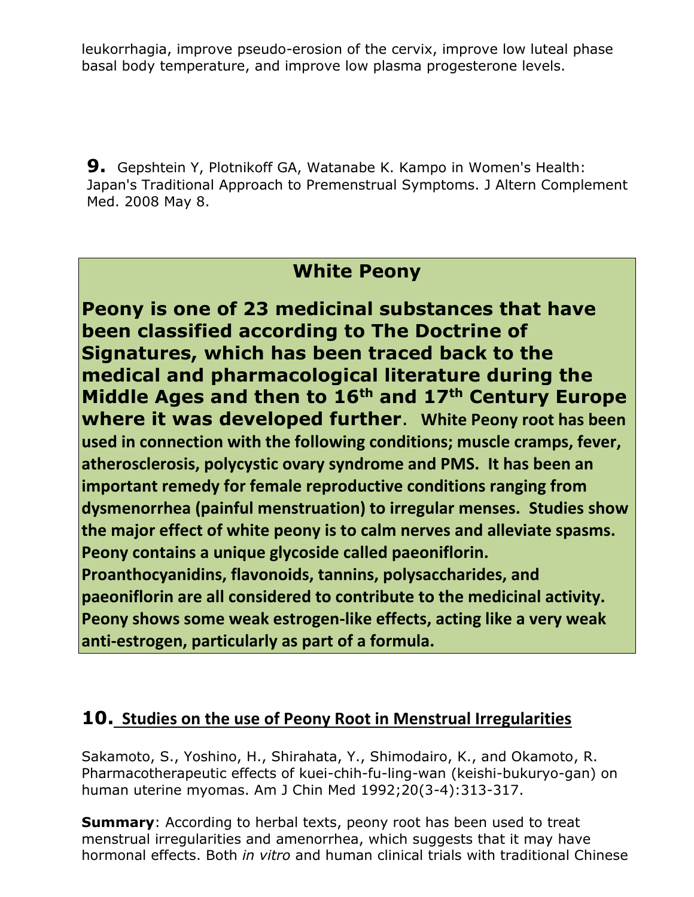leukorrhagia, improve pseudo-erosion of the cervix, improve low luteal phase basal body temperature, and improve low plasma progesterone levels.

**9.** Gepshtein Y, Plotnikoff GA, Watanabe K. Kampo in Women's Health: Japan's Traditional Approach to Premenstrual Symptoms. J Altern Complement Med. 2008 May 8.

## White Peony

**Peony is one of 23 medicinal substances that have been classified according to The Doctrine of Signatures, which has been traced back to the medical and pharmacological literature during the Middle Ages and then to 16th and 17th Century Europe where it was developed further. White Peony root has been used in connection with the following conditions; muscle cramps, fever, atherosclerosis, polycystic ovary syndrome and PMS. It has been an important remedy for female reproductive conditions ranging from dysmenorrhea (painful menstruation) to irregular menses. Studies show the major effect of white peony is to calm nerves and alleviate spasms. Peony contains a unique glycoside called paeoniflorin. Proanthocyanidins, flavonoids, tannins, polysaccharides, and paeoniflorin are all considered to contribute to the medicinal activity. Peony shows some weak estrogen-like effects, acting like a very weak anti-estrogen, particularly as part of a formula.**

## **10.** Studies on the use of Peony Root in Menstrual Irregularities

Sakamoto, S., Yoshino, H., Shirahata, Y., Shimodairo, K., and Okamoto, R. Pharmacotherapeutic effects of kuei-chih-fu-ling-wan (keishi-bukuryo-gan) on human uterine myomas. Am J Chin Med 1992;20(3-4):313-317.

**Summary**: According to herbal texts, peony root has been used to treat menstrual irregularities and amenorrhea, which suggests that it may have hormonal effects. Both *in vitro* and human clinical trials with traditional Chinese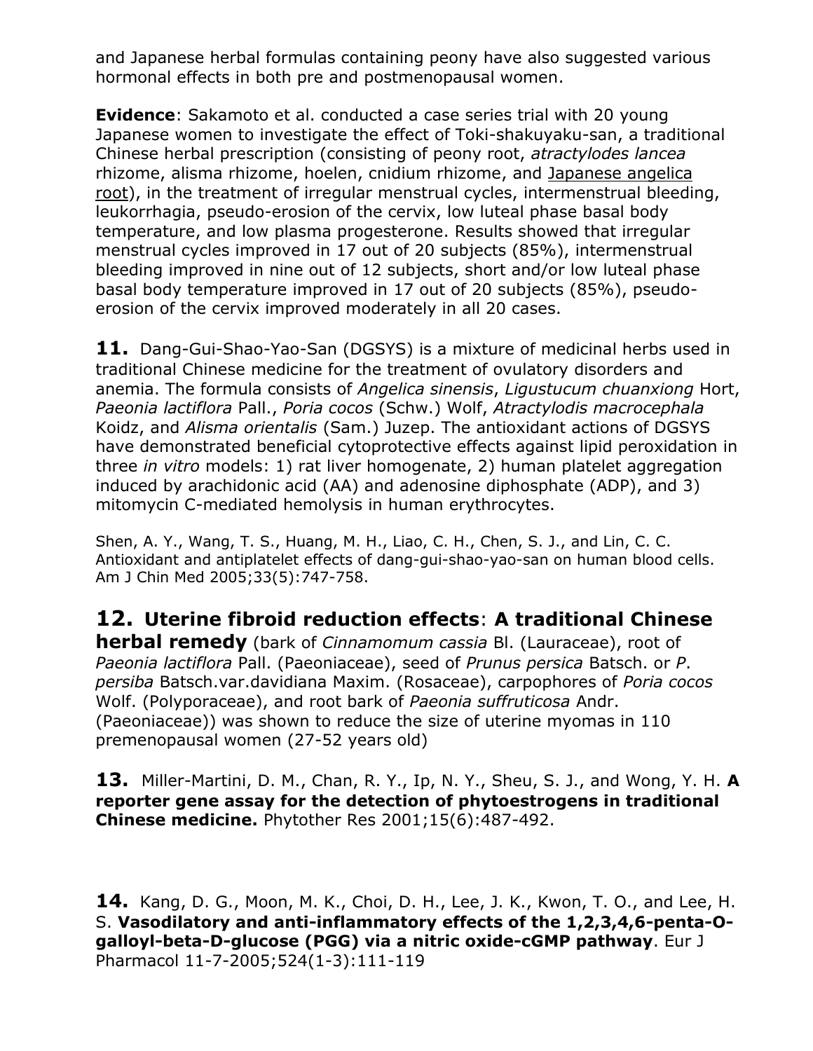and Japanese herbal formulas containing peony have also suggested various hormonal effects in both pre and postmenopausal women.

**Evidence**: Sakamoto et al. conducted a case series trial with 20 young Japanese women to investigate the effect of Toki-shakuyaku-san, a traditional Chinese herbal prescription (consisting of peony root, *atractylodes lancea* rhizome, alisma rhizome, hoelen, cnidium rhizome, and Japanese angelica root), in the treatment of irregular menstrual cycles, intermenstrual bleeding, leukorrhagia, pseudo-erosion of the cervix, low luteal phase basal body temperature, and low plasma progesterone. Results showed that irregular menstrual cycles improved in 17 out of 20 subjects (85%), intermenstrual bleeding improved in nine out of 12 subjects, short and/or low luteal phase basal body temperature improved in 17 out of 20 subjects (85%), pseudo-erosion of the cervix improved moderately in all 20 cases.

**11.** Dang-Gui-Shao-Yao-San (DGSYS) is a mixture of medicinal herbs used in traditional Chinese medicine for the treatment of ovulatory disorders and anemia. The formula consists of *Angelica sinensis*, *Ligustucum chuanxiong* Hort, *Paeonia lactiflora* Pall., *Poria cocos* (Schw.) Wolf, *Atractylodis macrocephala* Koidz, and *Alisma orientalis* (Sam.) Juzep. The antioxidant actions of DGSYS have demonstrated beneficial cytoprotective effects against lipid peroxidation in three *in vitro* models: 1) rat liver homogenate, 2) human platelet aggregation induced by arachidonic acid (AA) and adenosine diphosphate (ADP), and 3) mitomycin C-mediated hemolysis in human erythrocytes.

Shen, A. Y., Wang, T. S., Huang, M. H., Liao, C. H., Chen, S. J., and Lin, C. C. Antioxidant and antiplatelet effects of dang-gui-shao-yao-san on human blood cells. Am J Chin Med 2005;33(5):747-758.

## 12. Uterine fibroid reduction effects: A traditional Chinese herbal remedy

(bark of *Cinnamomum cassia* Bl. (Lauraceae), root of *Paeonia lactiflora* Pall. (Paeoniaceae), seed of *Prunus persica* Batsch. or *P. persiba* Batsch.var.davidiana Maxim. (Rosaceae), carpophores of *Poria cocos* Wolf. (Polyporaceae), and root bark of *Paeonia suffruticosa* Andr. (Paeoniaceae)) was shown to reduce the size of uterine myomas in 110 premenopausal women (27-52 years old)

**13.** Miller-Martini, D. M., Chan, R. Y., Ip, N. Y., Sheu, S. J., and Wong, Y. H. **A reporter gene assay for the detection of phytoestrogens in traditional Chinese medicine.** Phytother Res 2001;15(6):487-492.

**14.** Kang, D. G., Moon, M. K., Choi, D. H., Lee, J. K., Kwon, T. O., and Lee, H. S. **Vasodilatory and anti-inflammatory effects of the 1,2,3,4,6-penta-O-galloyl-beta-D-glucose (PGG) via a nitric oxide-cGMP pathway**. Eur J Pharmacol 11-7-2005;524(1-3):111-119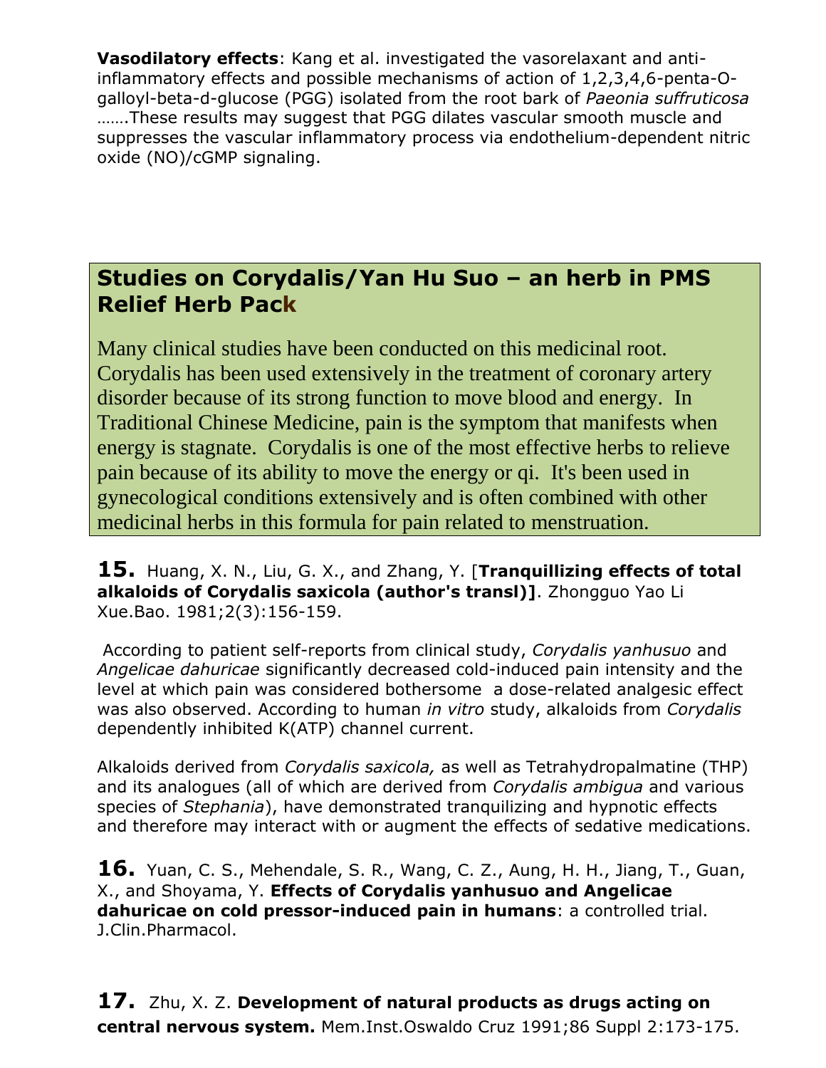**Vasodilatory effects**: Kang et al. investigated the vasorelaxant and anti-inflammatory effects and possible mechanisms of action of 1,2,3,4,6-penta-O-galloyl-beta-d-glucose (PGG) isolated from the root bark of *Paeonia suffruticosa* …….These results may suggest that PGG dilates vascular smooth muscle and suppresses the vascular inflammatory process via endothelium-dependent nitric oxide (NO)/cGMP signaling.

## Studies on Corydalis/Yan Hu Suo – an herb in PMS Relief Herb Pack

Many clinical studies have been conducted on this medicinal root. Corydalis has been used extensively in the treatment of coronary artery disorder because of its strong function to move blood and energy. In Traditional Chinese Medicine, pain is the symptom that manifests when energy is stagnate. Corydalis is one of the most effective herbs to relieve pain because of its ability to move the energy or qi. It's been used in gynecological conditions extensively and is often combined with other medicinal herbs in this formula for pain related to menstruation.

**15.** Huang, X. N., Liu, G. X., and Zhang, Y. [**Tranquillizing effects of total alkaloids of Corydalis saxicola (author's transl)]**. Zhongguo Yao Li Xue.Bao. 1981;2(3):156-159.

According to patient self-reports from clinical study, *Corydalis yanhusuo* and *Angelicae dahuricae* significantly decreased cold-induced pain intensity and the level at which pain was considered bothersome a dose-related analgesic effect was also observed. According to human *in vitro* study, alkaloids from *Corydalis* dependently inhibited K(ATP) channel current.

Alkaloids derived from *Corydalis saxicola,* as well as Tetrahydropalmatine (THP) and its analogues (all of which are derived from *Corydalis ambigua* and various species of *Stephania*), have demonstrated tranquilizing and hypnotic effects and therefore may interact with or augment the effects of sedative medications.

**16.** Yuan, C. S., Mehendale, S. R., Wang, C. Z., Aung, H. H., Jiang, T., Guan, X., and Shoyama, Y. **Effects of Corydalis yanhusuo and Angelicae dahuricae on cold pressor-induced pain in humans**: a controlled trial. J.Clin.Pharmacol.

**17.** Zhu, X. Z. **Development of natural products as drugs acting on central nervous system.** Mem.Inst.Oswaldo Cruz 1991;86 Suppl 2:173-175.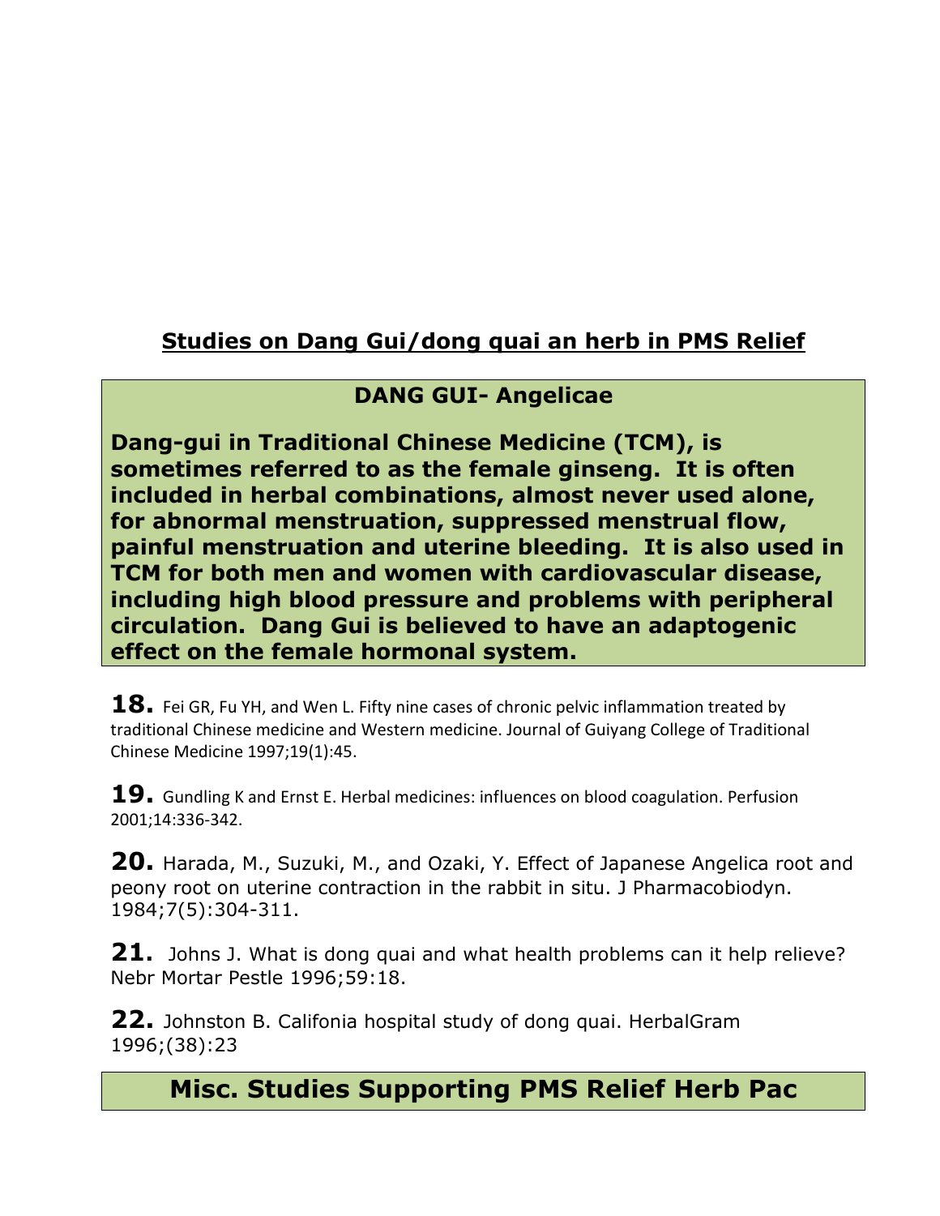## Studies on Dang Gui/dong quai an herb in PMS Relief

### DANG GUI- Angelicae

**Dang-gui in Traditional Chinese Medicine (TCM), is sometimes referred to as the female ginseng. It is often included in herbal combinations, almost never used alone, for abnormal menstruation, suppressed menstrual flow, painful menstruation and uterine bleeding. It is also used in TCM for both men and women with cardiovascular disease, including high blood pressure and problems with peripheral circulation. Dang Gui is believed to have an adaptogenic effect on the female hormonal system.**

**18.** Fei GR, Fu YH, and Wen L. Fifty nine cases of chronic pelvic inflammation treated by traditional Chinese medicine and Western medicine. Journal of Guiyang College of Traditional Chinese Medicine 1997;19(1):45.

**19.** Gundling K and Ernst E. Herbal medicines: influences on blood coagulation. Perfusion 2001;14:336-342.

**20.** Harada, M., Suzuki, M., and Ozaki, Y. Effect of Japanese Angelica root and peony root on uterine contraction in the rabbit in situ. J Pharmacobiodyn. 1984;7(5):304-311.

**21.** Johns J. What is dong quai and what health problems can it help relieve? Nebr Mortar Pestle 1996;59:18.

**22.** Johnston B. Califonia hospital study of dong quai. HerbalGram 1996;(38):23

## Misc. Studies Supporting PMS Relief Herb Pac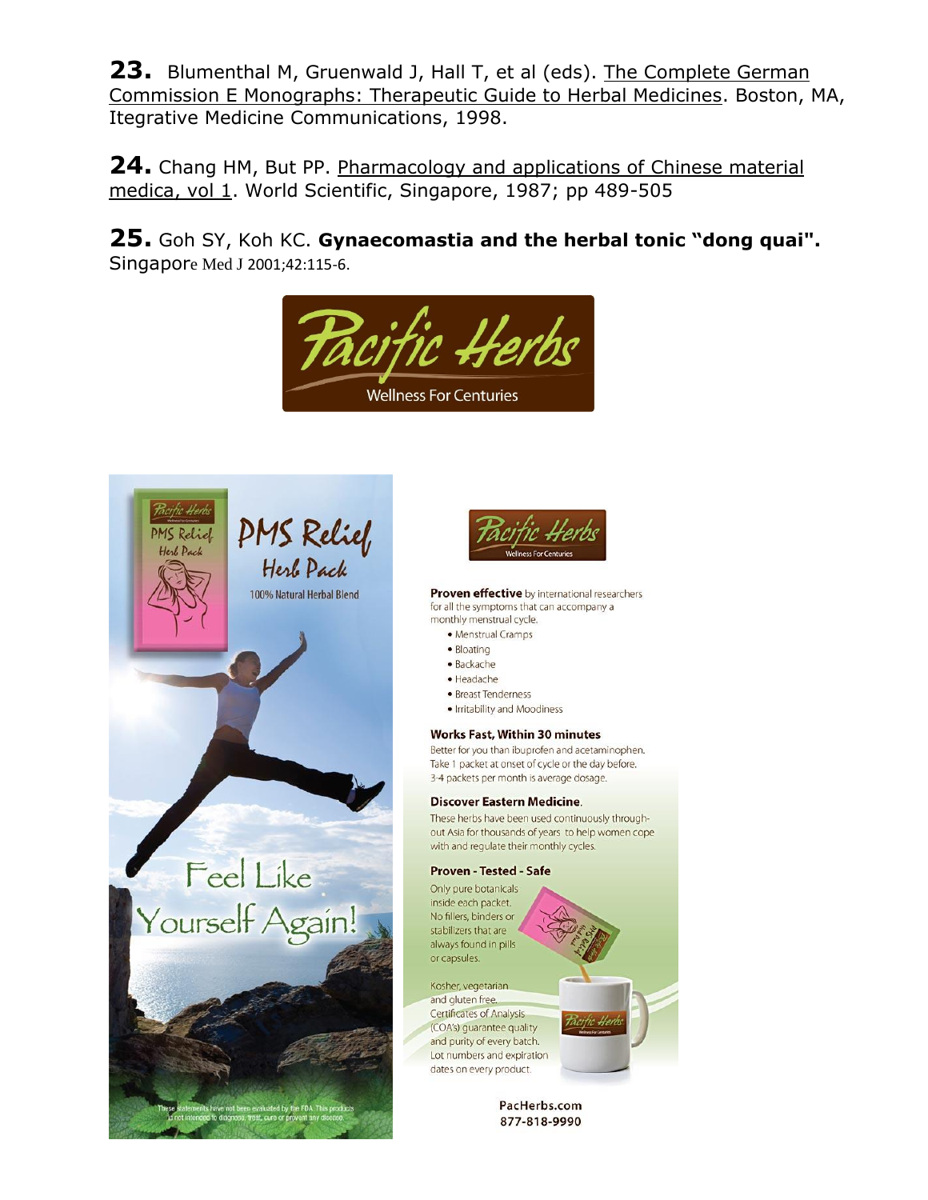**23.** Blumenthal M, Gruenwald J, Hall T, et al (eds). The Complete German Commission E Monographs: Therapeutic Guide to Herbal Medicines. Boston, MA, Itegrative Medicine Communications, 1998.

**24.** Chang HM, But PP. Pharmacology and applications of Chinese material medica, vol 1. World Scientific, Singapore, 1987; pp 489-505

**25.** Goh SY, Koh KC. **Gynaecomastia and the herbal tonic "dong quai".** Singapore Med J 2001;42:115-6.

Pacific Herbs

Wellness For Centuries

PMS Relief Herb Pack

100% Natural Herbal Blend

Feel Like Yourself Again!

These statements have not been evaluated by the FDA. This products is not intended to diagnose, treat, cure or prevent any disease.

Pacific Herbs

Wellness For Centuries

**Proven effective** by international researchers for all the symptoms that can accompany a monthly menstrual cycle.

- Menstrual Cramps
- Bloating
- Backache
- Headache
- Breast Tenderness
- Irritability and Moodiness

**Works Fast, Within 30 minutes**

Better for you than ibuprofen and acetaminophen. Take 1 packet at onset of cycle or the day before. 3-4 packets per month is average dosage.

**Discover Eastern Medicine.**

These herbs have been used continuously throughout Asia for thousands of years to help women cope with and regulate their monthly cycles.

**Proven - Tested - Safe**

Only pure botanicals inside each packet. No fillers, binders or stabilizers that are always found in pills or capsules.

Kosher, vegetarian and gluten free. Certificates of Analysis (COA's) guarantee quality and purity of every batch. Lot numbers and expiration dates on every product.

PacHerbs.com

877-818-9990